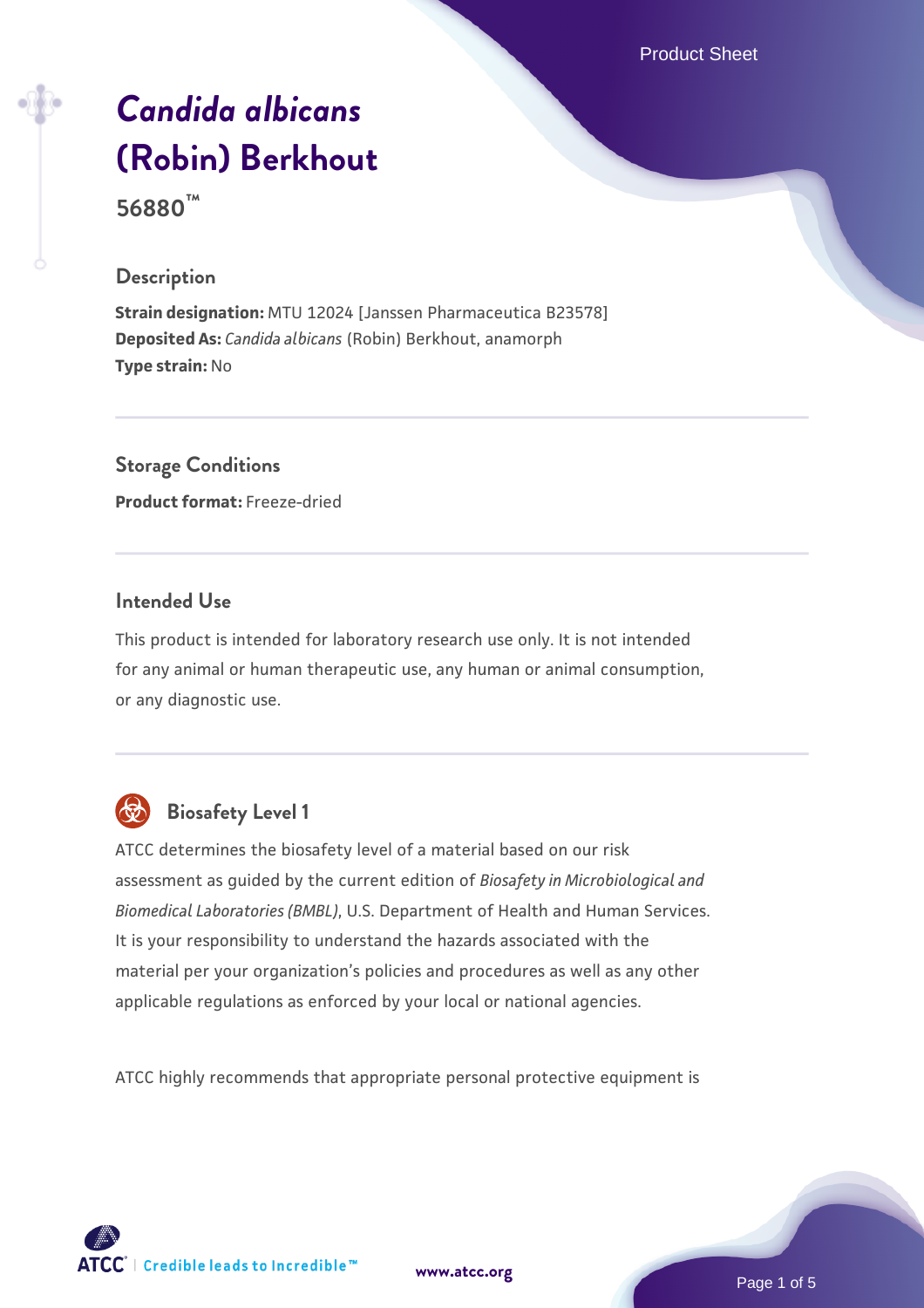# *Candida albicans* (Robin) Berkhout

**56880™**

## Description

**Strain designation:** MTU 12024 [Janssen Pharmaceutica B23578]
**Deposited As:** *Candida albicans* (Robin) Berkhout, anamorph
**Type strain:** No

## Storage Conditions

**Product format:** Freeze-dried

## Intended Use

This product is intended for laboratory research use only. It is not intended for any animal or human therapeutic use, any human or animal consumption, or any diagnostic use.

## Biosafety Level 1

ATCC determines the biosafety level of a material based on our risk assessment as guided by the current edition of *Biosafety in Microbiological and Biomedical Laboratories (BMBL)*, U.S. Department of Health and Human Services. It is your responsibility to understand the hazards associated with the material per your organization's policies and procedures as well as any other applicable regulations as enforced by your local or national agencies.

ATCC highly recommends that appropriate personal protective equipment is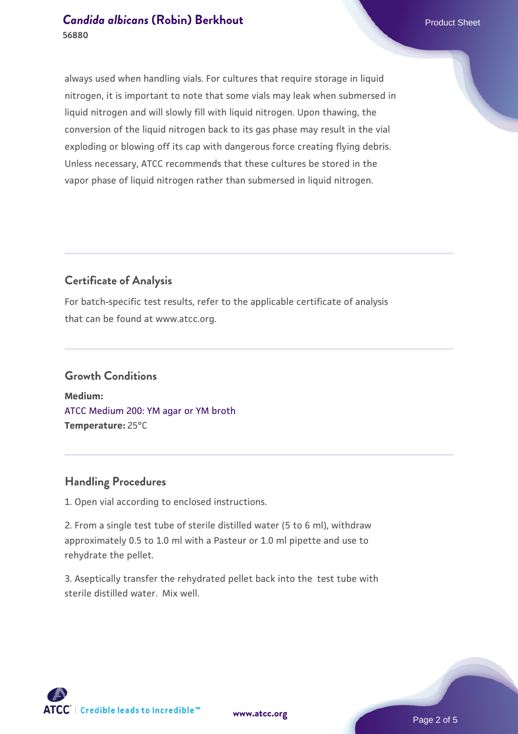always used when handling vials. For cultures that require storage in liquid nitrogen, it is important to note that some vials may leak when submersed in liquid nitrogen and will slowly fill with liquid nitrogen. Upon thawing, the conversion of the liquid nitrogen back to its gas phase may result in the vial exploding or blowing off its cap with dangerous force creating flying debris. Unless necessary, ATCC recommends that these cultures be stored in the vapor phase of liquid nitrogen rather than submersed in liquid nitrogen.

## Certificate of Analysis

For batch-specific test results, refer to the applicable certificate of analysis that can be found at www.atcc.org.

## Growth Conditions

**Medium:**
ATCC Medium 200: YM agar or YM broth
**Temperature:** 25°C

## Handling Procedures

1. Open vial according to enclosed instructions.

2. From a single test tube of sterile distilled water (5 to 6 ml), withdraw approximately 0.5 to 1.0 ml with a Pasteur or 1.0 ml pipette and use to rehydrate the pellet.

3. Aseptically transfer the rehydrated pellet back into the test tube with sterile distilled water. Mix well.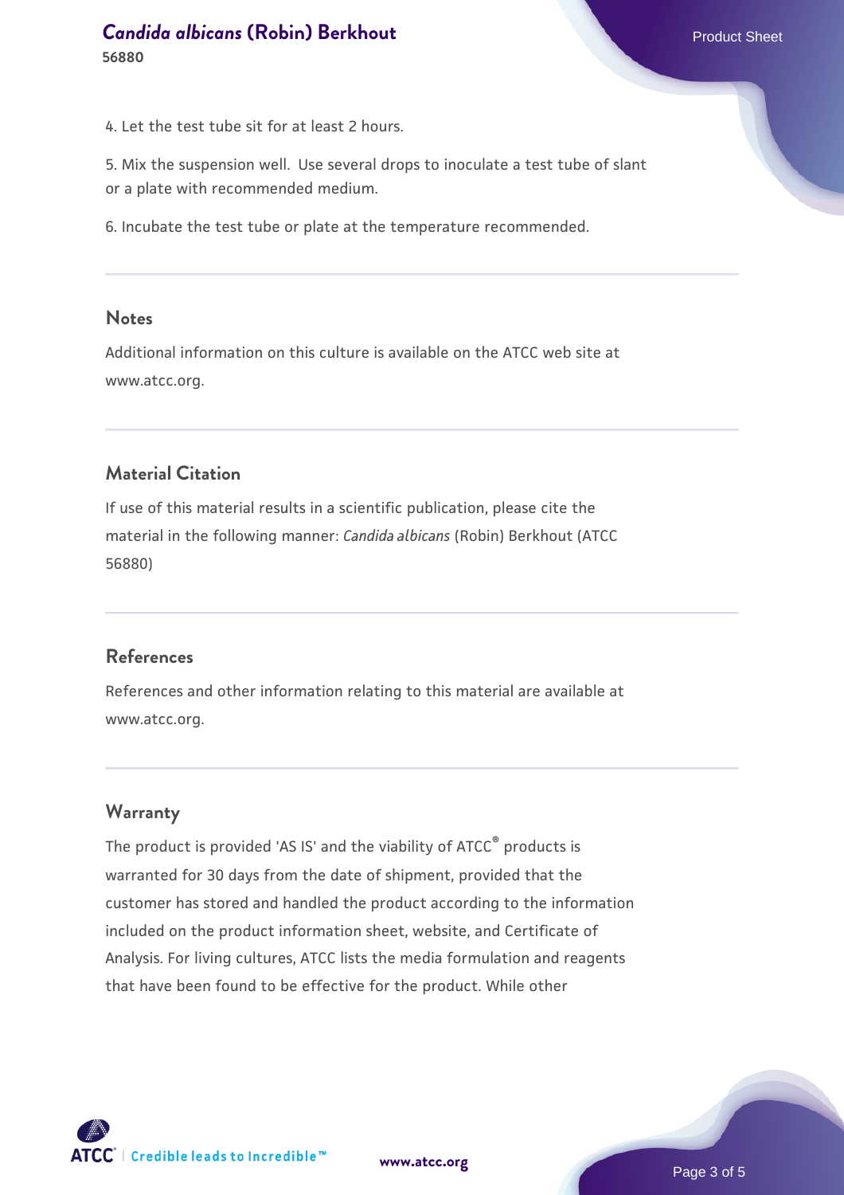4. Let the test tube sit for at least 2 hours.

5. Mix the suspension well. Use several drops to inoculate a test tube of slant or a plate with recommended medium.

6. Incubate the test tube or plate at the temperature recommended.

## Notes

Additional information on this culture is available on the ATCC web site at www.atcc.org.

## Material Citation

If use of this material results in a scientific publication, please cite the material in the following manner: *Candida albicans* (Robin) Berkhout (ATCC 56880)

## References

References and other information relating to this material are available at www.atcc.org.

## Warranty

The product is provided 'AS IS' and the viability of ATCC® products is warranted for 30 days from the date of shipment, provided that the customer has stored and handled the product according to the information included on the product information sheet, website, and Certificate of Analysis. For living cultures, ATCC lists the media formulation and reagents that have been found to be effective for the product. While other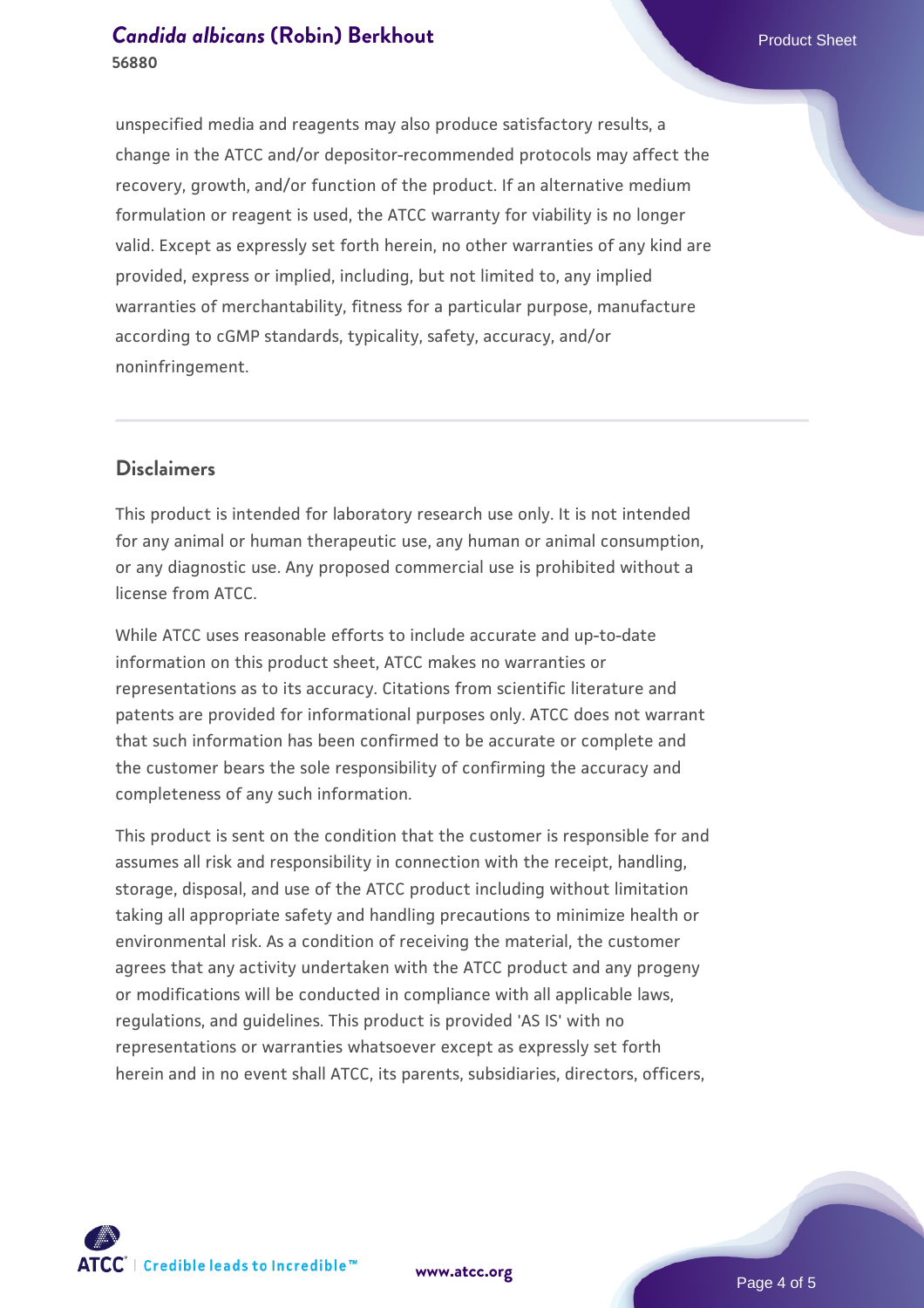unspecified media and reagents may also produce satisfactory results, a change in the ATCC and/or depositor-recommended protocols may affect the recovery, growth, and/or function of the product. If an alternative medium formulation or reagent is used, the ATCC warranty for viability is no longer valid. Except as expressly set forth herein, no other warranties of any kind are provided, express or implied, including, but not limited to, any implied warranties of merchantability, fitness for a particular purpose, manufacture according to cGMP standards, typicality, safety, accuracy, and/or noninfringement.

## Disclaimers

This product is intended for laboratory research use only. It is not intended for any animal or human therapeutic use, any human or animal consumption, or any diagnostic use. Any proposed commercial use is prohibited without a license from ATCC.

While ATCC uses reasonable efforts to include accurate and up-to-date information on this product sheet, ATCC makes no warranties or representations as to its accuracy. Citations from scientific literature and patents are provided for informational purposes only. ATCC does not warrant that such information has been confirmed to be accurate or complete and the customer bears the sole responsibility of confirming the accuracy and completeness of any such information.

This product is sent on the condition that the customer is responsible for and assumes all risk and responsibility in connection with the receipt, handling, storage, disposal, and use of the ATCC product including without limitation taking all appropriate safety and handling precautions to minimize health or environmental risk. As a condition of receiving the material, the customer agrees that any activity undertaken with the ATCC product and any progeny or modifications will be conducted in compliance with all applicable laws, regulations, and guidelines. This product is provided 'AS IS' with no representations or warranties whatsoever except as expressly set forth herein and in no event shall ATCC, its parents, subsidiaries, directors, officers,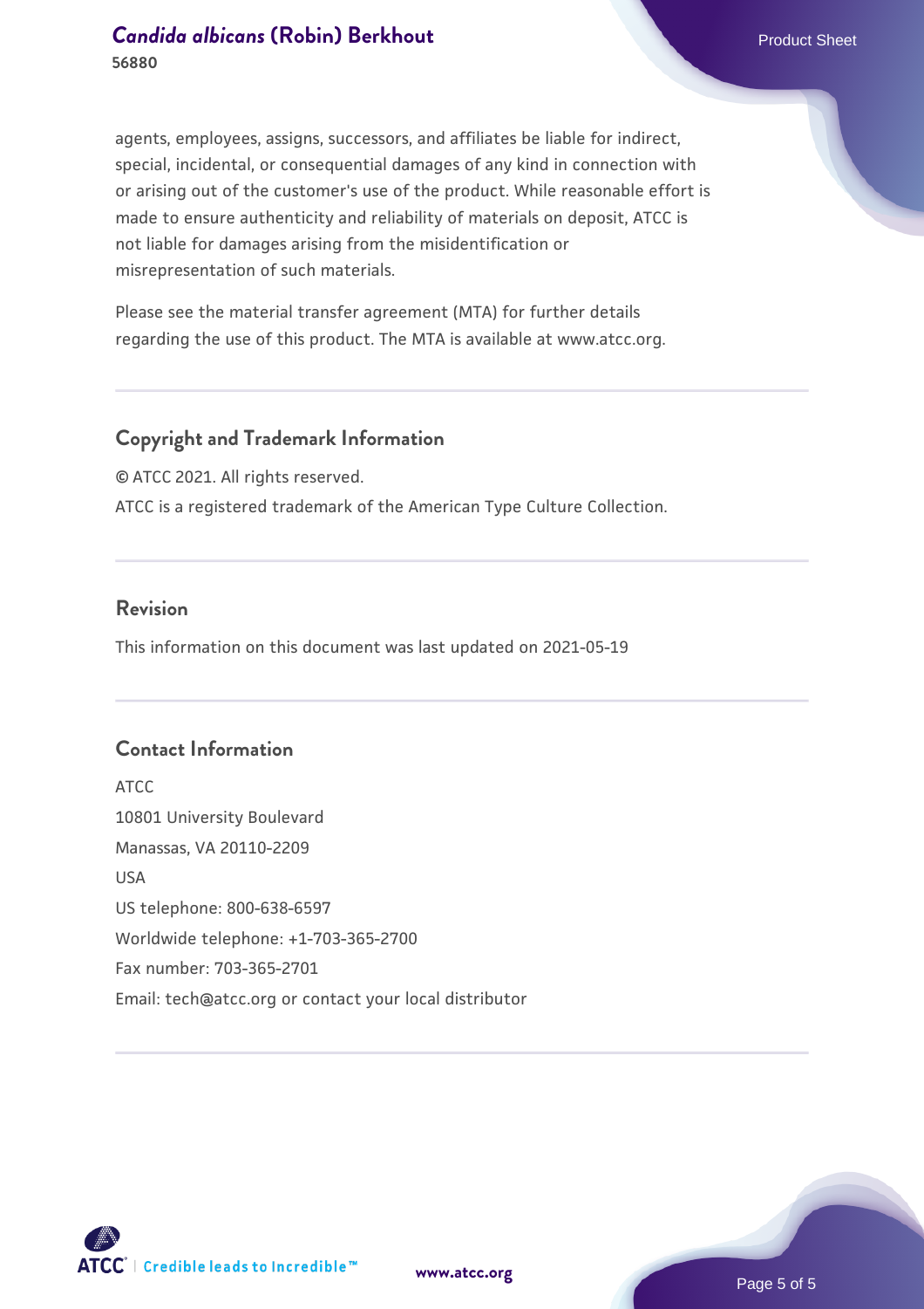agents, employees, assigns, successors, and affiliates be liable for indirect, special, incidental, or consequential damages of any kind in connection with or arising out of the customer's use of the product. While reasonable effort is made to ensure authenticity and reliability of materials on deposit, ATCC is not liable for damages arising from the misidentification or misrepresentation of such materials.

Please see the material transfer agreement (MTA) for further details regarding the use of this product. The MTA is available at www.atcc.org.

## Copyright and Trademark Information

© ATCC 2021. All rights reserved.

ATCC is a registered trademark of the American Type Culture Collection.

## Revision

This information on this document was last updated on 2021-05-19

## Contact Information

ATCC
10801 University Boulevard
Manassas, VA 20110-2209
USA
US telephone: 800-638-6597
Worldwide telephone: +1-703-365-2700
Fax number: 703-365-2701
Email: tech@atcc.org or contact your local distributor